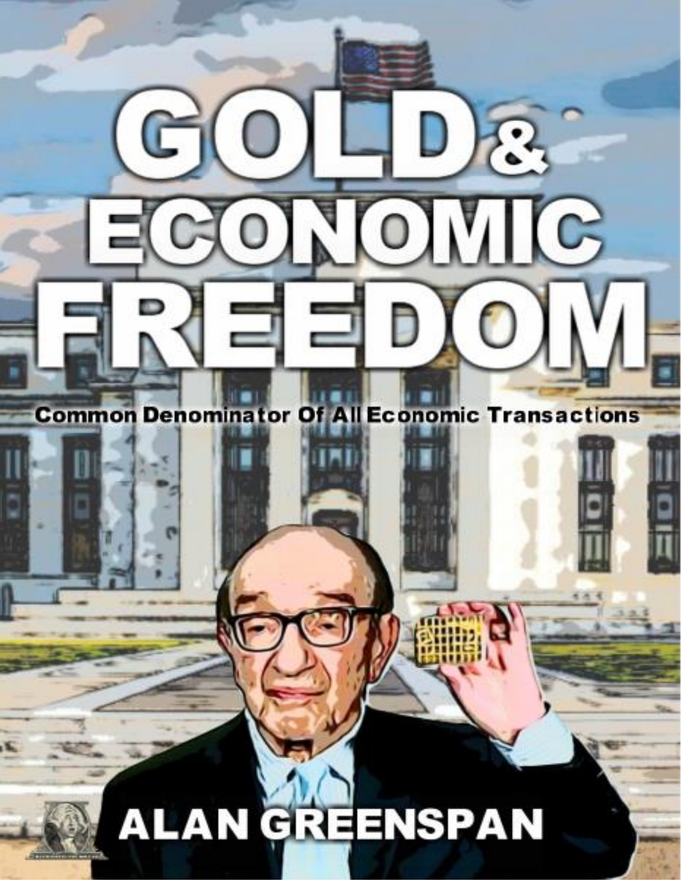# GOLD & ECONOMIC FREEDOM

**Common Denominator Of All Economic Transactions**

**ALAN GREENSPAN**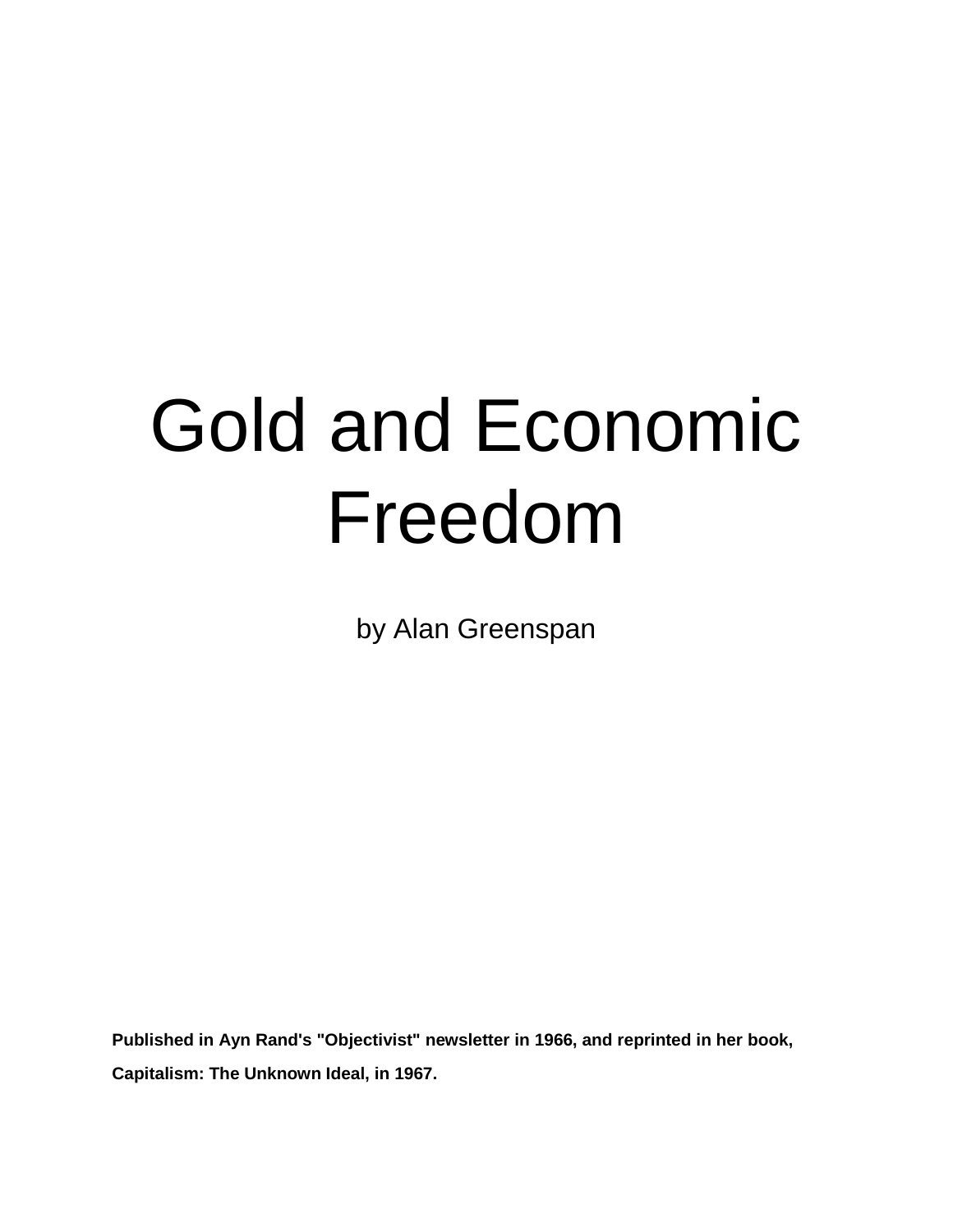# Gold and Economic Freedom

by Alan Greenspan

**Published in Ayn Rand's "Objectivist" newsletter in 1966, and reprinted in her book, Capitalism: The Unknown Ideal, in 1967.**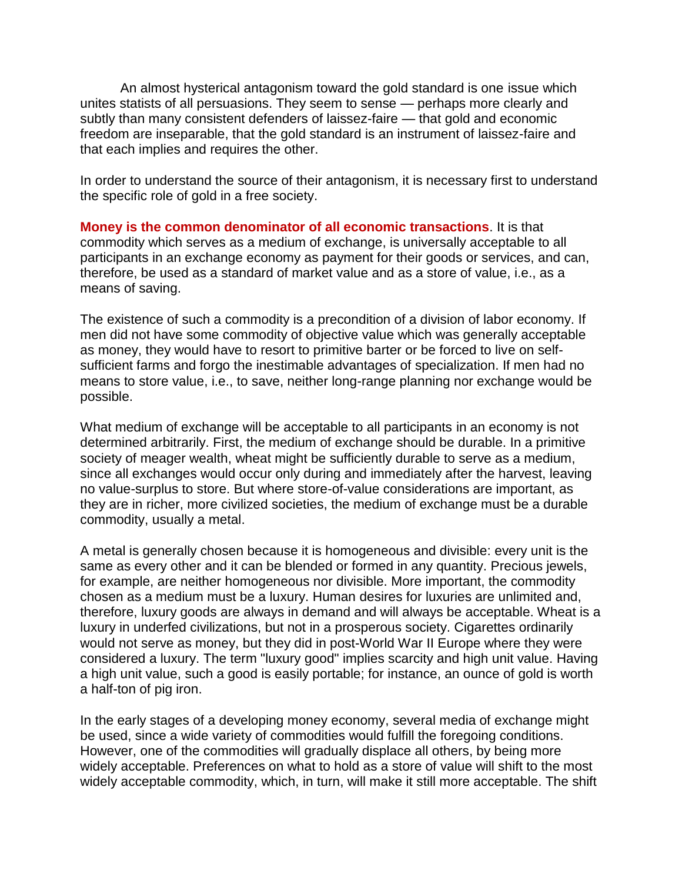An almost hysterical antagonism toward the gold standard is one issue which unites statists of all persuasions. They seem to sense — perhaps more clearly and subtly than many consistent defenders of laissez-faire — that gold and economic freedom are inseparable, that the gold standard is an instrument of laissez-faire and that each implies and requires the other.

In order to understand the source of their antagonism, it is necessary first to understand the specific role of gold in a free society.

**Money is the common denominator of all economic transactions**. It is that commodity which serves as a medium of exchange, is universally acceptable to all participants in an exchange economy as payment for their goods or services, and can, therefore, be used as a standard of market value and as a store of value, i.e., as a means of saving.

The existence of such a commodity is a precondition of a division of labor economy. If men did not have some commodity of objective value which was generally acceptable as money, they would have to resort to primitive barter or be forced to live on self-sufficient farms and forgo the inestimable advantages of specialization. If men had no means to store value, i.e., to save, neither long-range planning nor exchange would be possible.

What medium of exchange will be acceptable to all participants in an economy is not determined arbitrarily. First, the medium of exchange should be durable. In a primitive society of meager wealth, wheat might be sufficiently durable to serve as a medium, since all exchanges would occur only during and immediately after the harvest, leaving no value-surplus to store. But where store-of-value considerations are important, as they are in richer, more civilized societies, the medium of exchange must be a durable commodity, usually a metal.

A metal is generally chosen because it is homogeneous and divisible: every unit is the same as every other and it can be blended or formed in any quantity. Precious jewels, for example, are neither homogeneous nor divisible. More important, the commodity chosen as a medium must be a luxury. Human desires for luxuries are unlimited and, therefore, luxury goods are always in demand and will always be acceptable. Wheat is a luxury in underfed civilizations, but not in a prosperous society. Cigarettes ordinarily would not serve as money, but they did in post-World War II Europe where they were considered a luxury. The term "luxury good" implies scarcity and high unit value. Having a high unit value, such a good is easily portable; for instance, an ounce of gold is worth a half-ton of pig iron.

In the early stages of a developing money economy, several media of exchange might be used, since a wide variety of commodities would fulfill the foregoing conditions. However, one of the commodities will gradually displace all others, by being more widely acceptable. Preferences on what to hold as a store of value will shift to the most widely acceptable commodity, which, in turn, will make it still more acceptable. The shift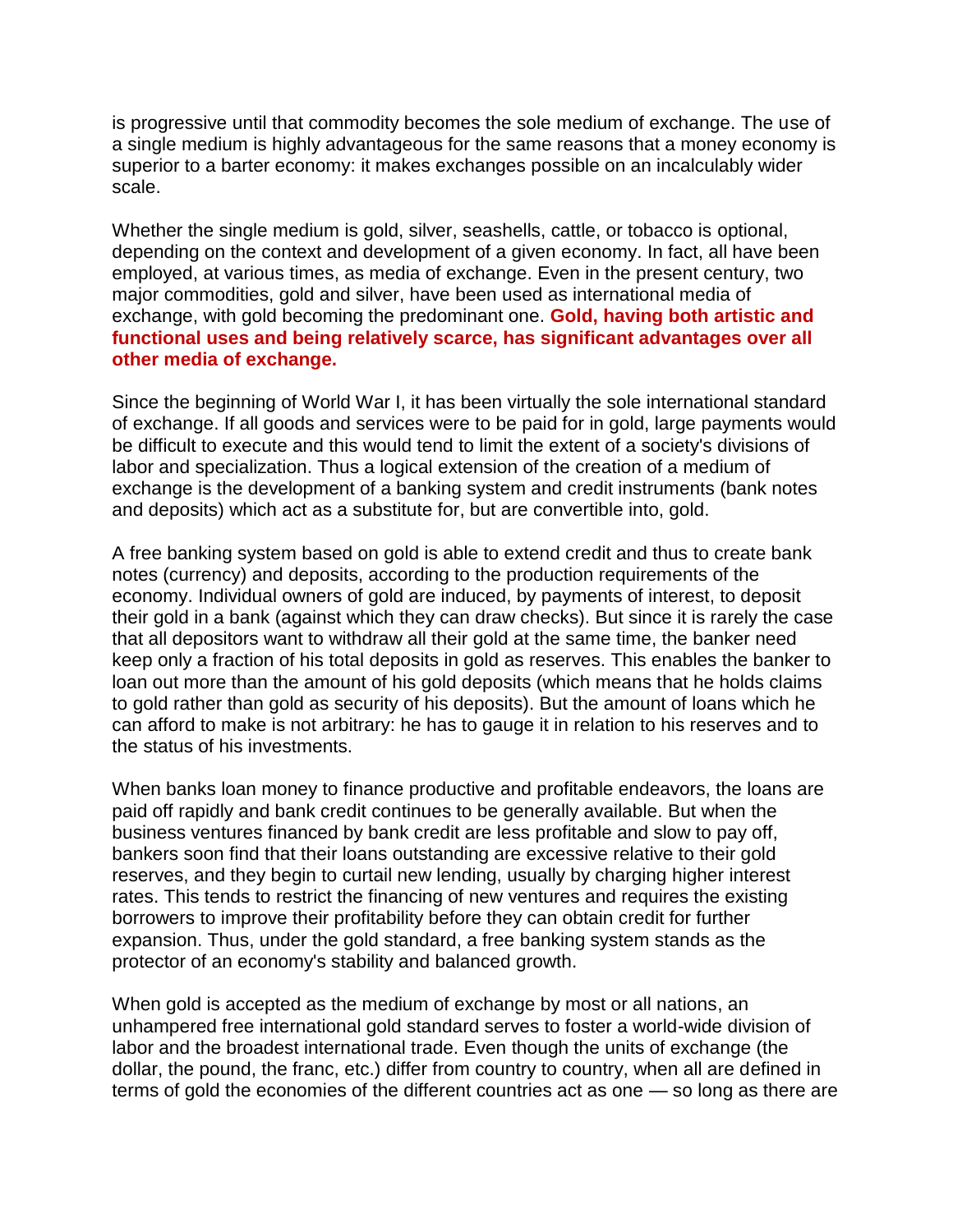is progressive until that commodity becomes the sole medium of exchange. The use of a single medium is highly advantageous for the same reasons that a money economy is superior to a barter economy: it makes exchanges possible on an incalculably wider scale.

Whether the single medium is gold, silver, seashells, cattle, or tobacco is optional, depending on the context and development of a given economy. In fact, all have been employed, at various times, as media of exchange. Even in the present century, two major commodities, gold and silver, have been used as international media of exchange, with gold becoming the predominant one. **Gold, having both artistic and functional uses and being relatively scarce, has significant advantages over all other media of exchange.**

Since the beginning of World War I, it has been virtually the sole international standard of exchange. If all goods and services were to be paid for in gold, large payments would be difficult to execute and this would tend to limit the extent of a society's divisions of labor and specialization. Thus a logical extension of the creation of a medium of exchange is the development of a banking system and credit instruments (bank notes and deposits) which act as a substitute for, but are convertible into, gold.

A free banking system based on gold is able to extend credit and thus to create bank notes (currency) and deposits, according to the production requirements of the economy. Individual owners of gold are induced, by payments of interest, to deposit their gold in a bank (against which they can draw checks). But since it is rarely the case that all depositors want to withdraw all their gold at the same time, the banker need keep only a fraction of his total deposits in gold as reserves. This enables the banker to loan out more than the amount of his gold deposits (which means that he holds claims to gold rather than gold as security of his deposits). But the amount of loans which he can afford to make is not arbitrary: he has to gauge it in relation to his reserves and to the status of his investments.

When banks loan money to finance productive and profitable endeavors, the loans are paid off rapidly and bank credit continues to be generally available. But when the business ventures financed by bank credit are less profitable and slow to pay off, bankers soon find that their loans outstanding are excessive relative to their gold reserves, and they begin to curtail new lending, usually by charging higher interest rates. This tends to restrict the financing of new ventures and requires the existing borrowers to improve their profitability before they can obtain credit for further expansion. Thus, under the gold standard, a free banking system stands as the protector of an economy's stability and balanced growth.

When gold is accepted as the medium of exchange by most or all nations, an unhampered free international gold standard serves to foster a world-wide division of labor and the broadest international trade. Even though the units of exchange (the dollar, the pound, the franc, etc.) differ from country to country, when all are defined in terms of gold the economies of the different countries act as one — so long as there are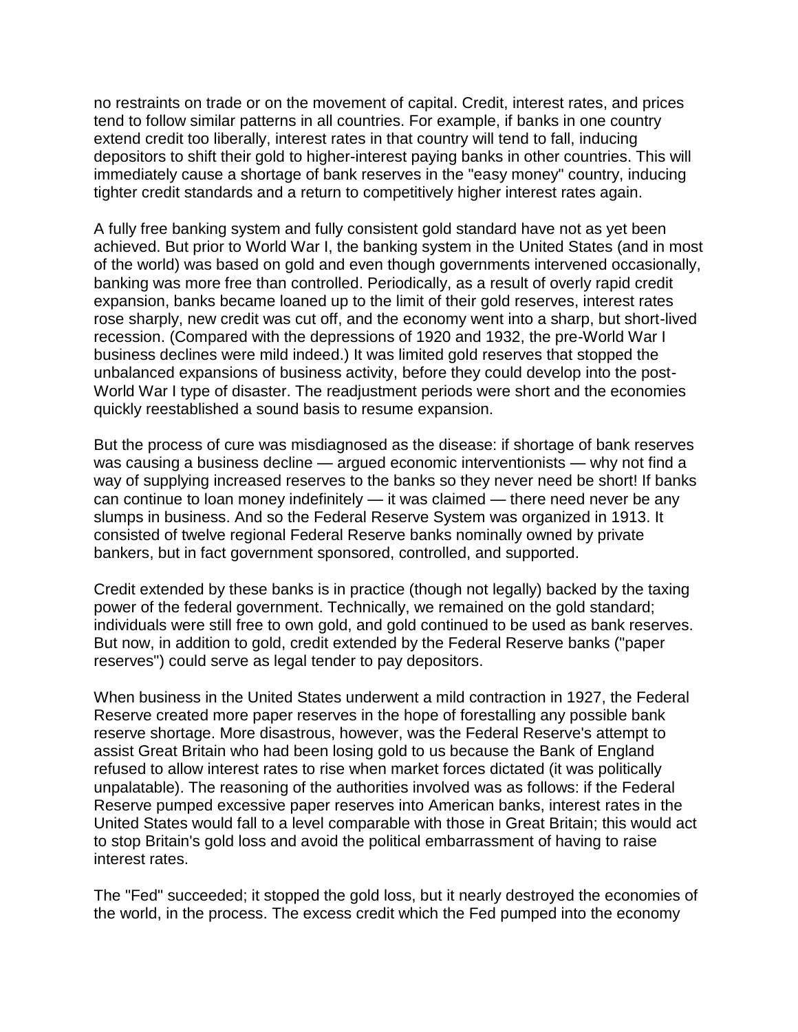no restraints on trade or on the movement of capital. Credit, interest rates, and prices tend to follow similar patterns in all countries. For example, if banks in one country extend credit too liberally, interest rates in that country will tend to fall, inducing depositors to shift their gold to higher-interest paying banks in other countries. This will immediately cause a shortage of bank reserves in the "easy money" country, inducing tighter credit standards and a return to competitively higher interest rates again.

A fully free banking system and fully consistent gold standard have not as yet been achieved. But prior to World War I, the banking system in the United States (and in most of the world) was based on gold and even though governments intervened occasionally, banking was more free than controlled. Periodically, as a result of overly rapid credit expansion, banks became loaned up to the limit of their gold reserves, interest rates rose sharply, new credit was cut off, and the economy went into a sharp, but short-lived recession. (Compared with the depressions of 1920 and 1932, the pre-World War I business declines were mild indeed.) It was limited gold reserves that stopped the unbalanced expansions of business activity, before they could develop into the post-World War I type of disaster. The readjustment periods were short and the economies quickly reestablished a sound basis to resume expansion.

But the process of cure was misdiagnosed as the disease: if shortage of bank reserves was causing a business decline — argued economic interventionists — why not find a way of supplying increased reserves to the banks so they never need be short! If banks can continue to loan money indefinitely — it was claimed — there need never be any slumps in business. And so the Federal Reserve System was organized in 1913. It consisted of twelve regional Federal Reserve banks nominally owned by private bankers, but in fact government sponsored, controlled, and supported.

Credit extended by these banks is in practice (though not legally) backed by the taxing power of the federal government. Technically, we remained on the gold standard; individuals were still free to own gold, and gold continued to be used as bank reserves. But now, in addition to gold, credit extended by the Federal Reserve banks ("paper reserves") could serve as legal tender to pay depositors.

When business in the United States underwent a mild contraction in 1927, the Federal Reserve created more paper reserves in the hope of forestalling any possible bank reserve shortage. More disastrous, however, was the Federal Reserve's attempt to assist Great Britain who had been losing gold to us because the Bank of England refused to allow interest rates to rise when market forces dictated (it was politically unpalatable). The reasoning of the authorities involved was as follows: if the Federal Reserve pumped excessive paper reserves into American banks, interest rates in the United States would fall to a level comparable with those in Great Britain; this would act to stop Britain's gold loss and avoid the political embarrassment of having to raise interest rates.

The "Fed" succeeded; it stopped the gold loss, but it nearly destroyed the economies of the world, in the process. The excess credit which the Fed pumped into the economy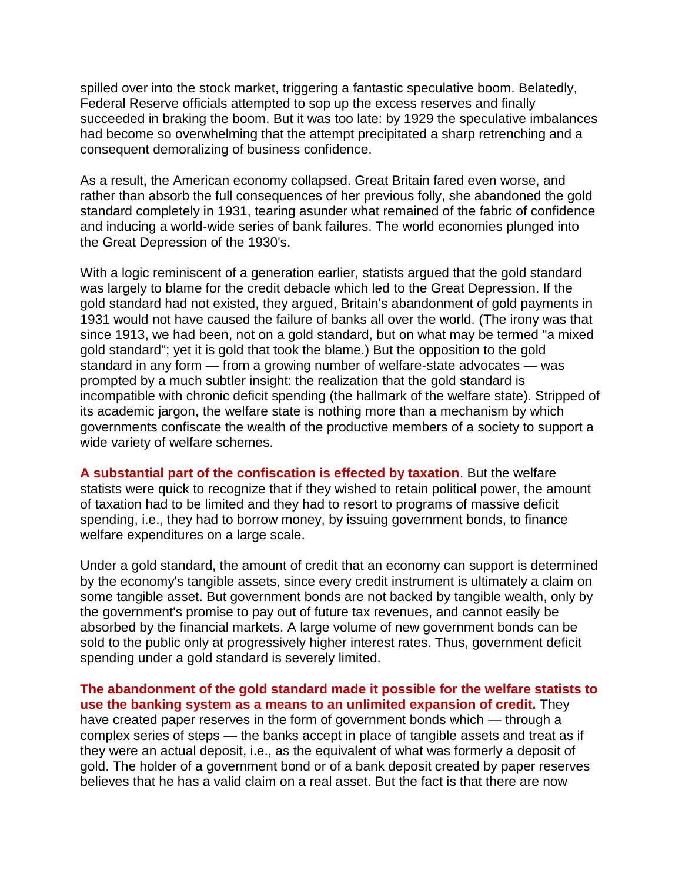spilled over into the stock market, triggering a fantastic speculative boom. Belatedly, Federal Reserve officials attempted to sop up the excess reserves and finally succeeded in braking the boom. But it was too late: by 1929 the speculative imbalances had become so overwhelming that the attempt precipitated a sharp retrenching and a consequent demoralizing of business confidence.

As a result, the American economy collapsed. Great Britain fared even worse, and rather than absorb the full consequences of her previous folly, she abandoned the gold standard completely in 1931, tearing asunder what remained of the fabric of confidence and inducing a world-wide series of bank failures. The world economies plunged into the Great Depression of the 1930's.

With a logic reminiscent of a generation earlier, statists argued that the gold standard was largely to blame for the credit debacle which led to the Great Depression. If the gold standard had not existed, they argued, Britain's abandonment of gold payments in 1931 would not have caused the failure of banks all over the world. (The irony was that since 1913, we had been, not on a gold standard, but on what may be termed "a mixed gold standard"; yet it is gold that took the blame.) But the opposition to the gold standard in any form — from a growing number of welfare-state advocates — was prompted by a much subtler insight: the realization that the gold standard is incompatible with chronic deficit spending (the hallmark of the welfare state). Stripped of its academic jargon, the welfare state is nothing more than a mechanism by which governments confiscate the wealth of the productive members of a society to support a wide variety of welfare schemes.

**A substantial part of the confiscation is effected by taxation**. But the welfare statists were quick to recognize that if they wished to retain political power, the amount of taxation had to be limited and they had to resort to programs of massive deficit spending, i.e., they had to borrow money, by issuing government bonds, to finance welfare expenditures on a large scale.

Under a gold standard, the amount of credit that an economy can support is determined by the economy's tangible assets, since every credit instrument is ultimately a claim on some tangible asset. But government bonds are not backed by tangible wealth, only by the government's promise to pay out of future tax revenues, and cannot easily be absorbed by the financial markets. A large volume of new government bonds can be sold to the public only at progressively higher interest rates. Thus, government deficit spending under a gold standard is severely limited.

**The abandonment of the gold standard made it possible for the welfare statists to use the banking system as a means to an unlimited expansion of credit.** They have created paper reserves in the form of government bonds which — through a complex series of steps — the banks accept in place of tangible assets and treat as if they were an actual deposit, i.e., as the equivalent of what was formerly a deposit of gold. The holder of a government bond or of a bank deposit created by paper reserves believes that he has a valid claim on a real asset. But the fact is that there are now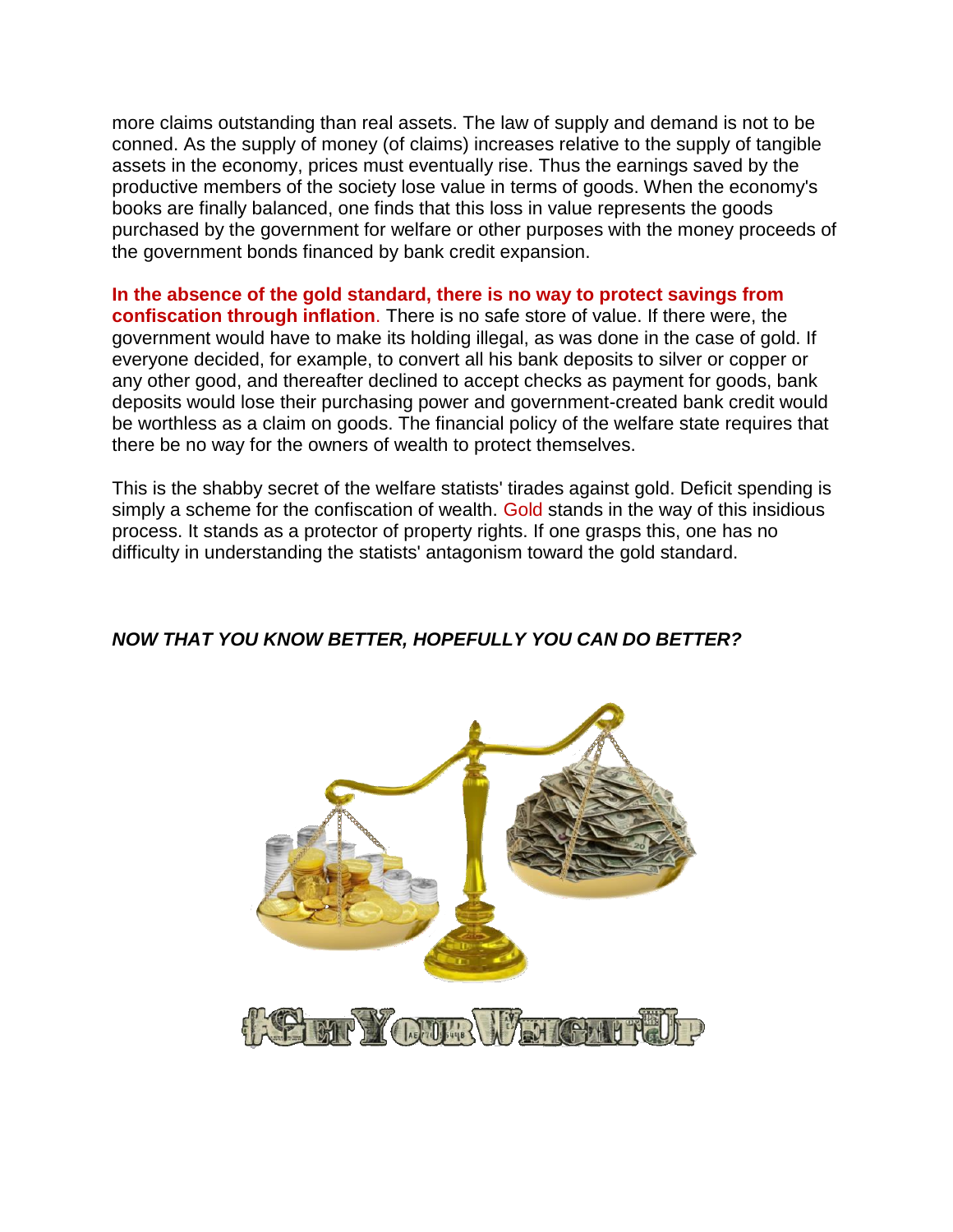more claims outstanding than real assets. The law of supply and demand is not to be conned. As the supply of money (of claims) increases relative to the supply of tangible assets in the economy, prices must eventually rise. Thus the earnings saved by the productive members of the society lose value in terms of goods. When the economy's books are finally balanced, one finds that this loss in value represents the goods purchased by the government for welfare or other purposes with the money proceeds of the government bonds financed by bank credit expansion.

**In the absence of the gold standard, there is no way to protect savings from confiscation through inflation**. There is no safe store of value. If there were, the government would have to make its holding illegal, as was done in the case of gold. If everyone decided, for example, to convert all his bank deposits to silver or copper or any other good, and thereafter declined to accept checks as payment for goods, bank deposits would lose their purchasing power and government-created bank credit would be worthless as a claim on goods. The financial policy of the welfare state requires that there be no way for the owners of wealth to protect themselves.

This is the shabby secret of the welfare statists' tirades against gold. Deficit spending is simply a scheme for the confiscation of wealth. Gold stands in the way of this insidious process. It stands as a protector of property rights. If one grasps this, one has no difficulty in understanding the statists' antagonism toward the gold standard.

***NOW THAT YOU KNOW BETTER, HOPEFULLY YOU CAN DO BETTER?***

#GetYourWeightUp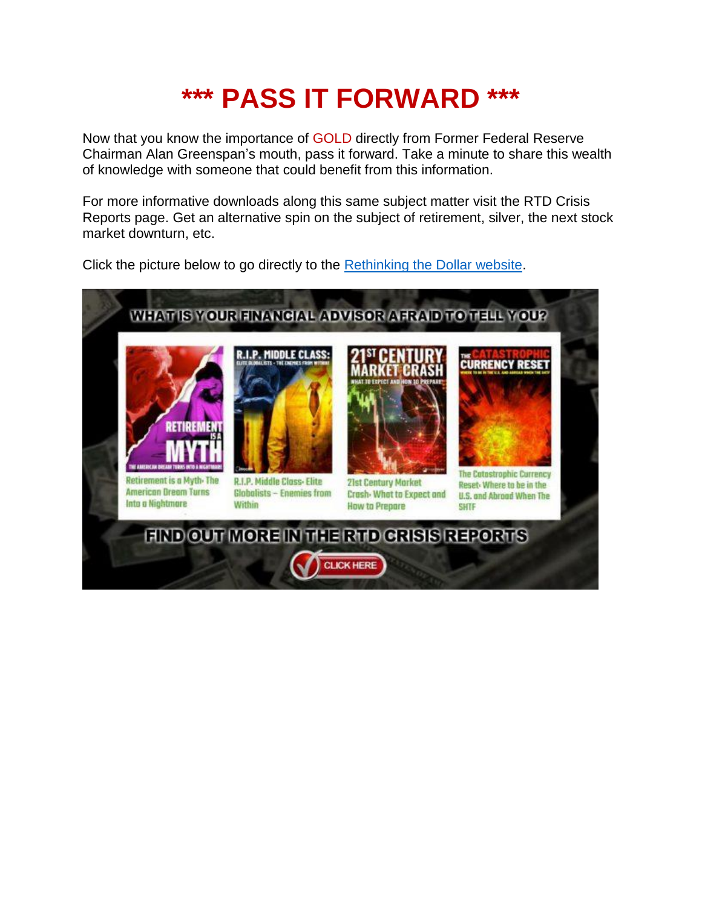# *** PASS IT FORWARD ***

Now that you know the importance of GOLD directly from Former Federal Reserve Chairman Alan Greenspan's mouth, pass it forward. Take a minute to share this wealth of knowledge with someone that could benefit from this information.

For more informative downloads along this same subject matter visit the RTD Crisis Reports page. Get an alternative spin on the subject of retirement, silver, the next stock market downturn, etc.

Click the picture below to go directly to the [Rethinking the Dollar website](Rethinking the Dollar website).

WHAT IS YOUR FINANCIAL ADVISOR AFRAID TO TELL YOU?

Retirement is a Myth: The American Dream Turns Into a Nightmare

R.I.P. Middle Class: Elite Globalists – Enemies from Within

21st Century Market Crash: What to Expect and How to Prepare

The Catastrophic Currency Reset: Where to be in the U.S. and Abroad When The SHTF

FIND OUT MORE IN THE RTD CRISIS REPORTS

CLICK HERE